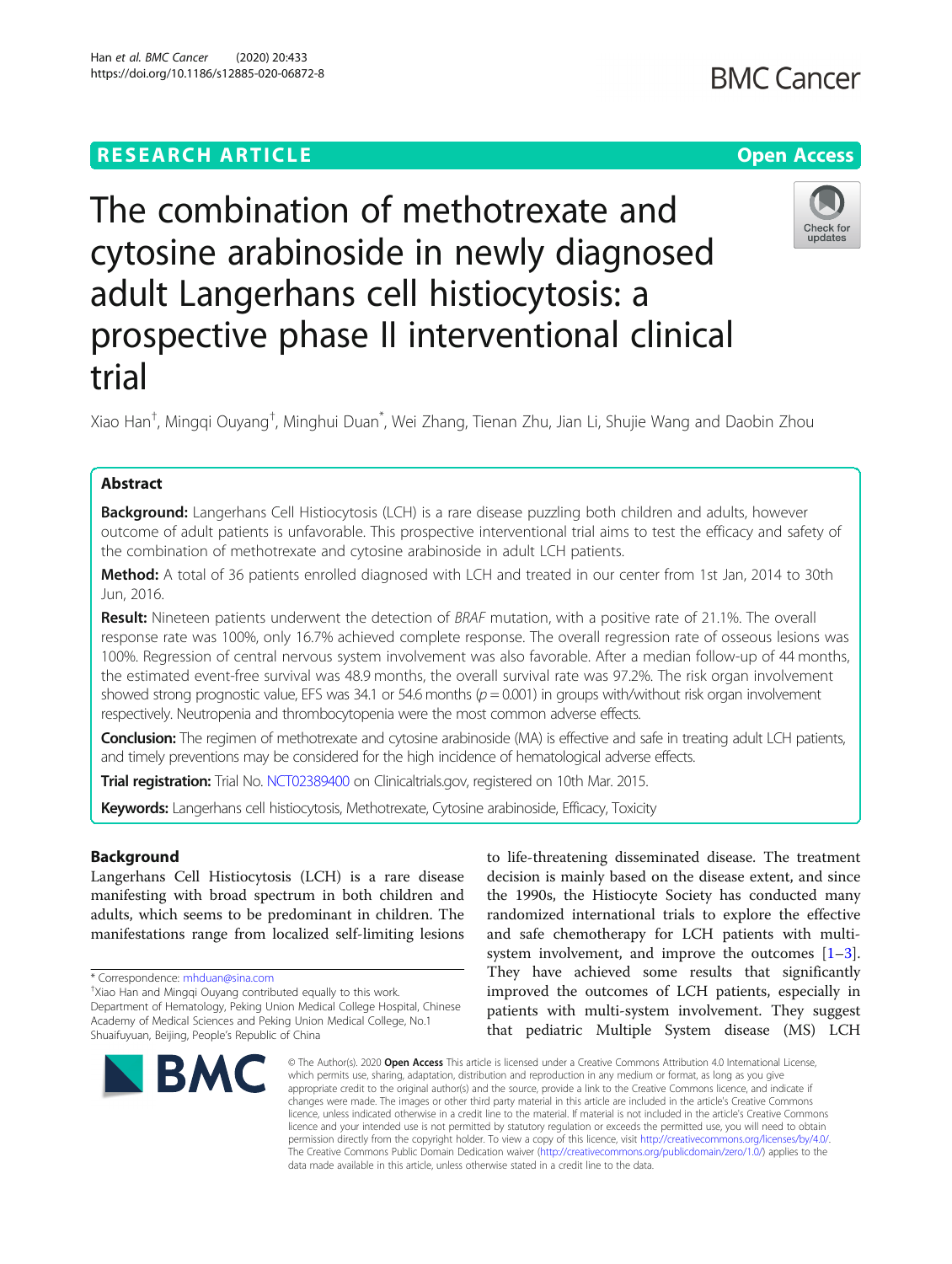RESEARCH ARTICLE

Open Access

# The combination of methotrexate and cytosine arabinoside in newly diagnosed adult Langerhans cell histiocytosis: a prospective phase II interventional clinical trial

Xiao Han[†], Mingqi Ouyang[†], Minghui Duan[*], Wei Zhang, Tienan Zhu, Jian Li, Shujie Wang and Daobin Zhou

## Abstract

**Background:** Langerhans Cell Histiocytosis (LCH) is a rare disease puzzling both children and adults, however outcome of adult patients is unfavorable. This prospective interventional trial aims to test the efficacy and safety of the combination of methotrexate and cytosine arabinoside in adult LCH patients.

**Method:** A total of 36 patients enrolled diagnosed with LCH and treated in our center from 1st Jan, 2014 to 30th Jun, 2016.

**Result:** Nineteen patients underwent the detection of *BRAF* mutation, with a positive rate of 21.1%. The overall response rate was 100%, only 16.7% achieved complete response. The overall regression rate of osseous lesions was 100%. Regression of central nervous system involvement was also favorable. After a median follow-up of 44 months, the estimated event-free survival was 48.9 months, the overall survival rate was 97.2%. The risk organ involvement showed strong prognostic value, EFS was 34.1 or 54.6 months ($p = 0.001$) in groups with/without risk organ involvement respectively. Neutropenia and thrombocytopenia were the most common adverse effects.

**Conclusion:** The regimen of methotrexate and cytosine arabinoside (MA) is effective and safe in treating adult LCH patients, and timely preventions may be considered for the high incidence of hematological adverse effects.

**Trial registration:** Trial No. NCT02389400 on Clinicaltrials.gov, registered on 10th Mar. 2015.

**Keywords:** Langerhans cell histiocytosis, Methotrexate, Cytosine arabinoside, Efficacy, Toxicity

## Background

Langerhans Cell Histiocytosis (LCH) is a rare disease manifesting with broad spectrum in both children and adults, which seems to be predominant in children. The manifestations range from localized self-limiting lesions to life-threatening disseminated disease. The treatment decision is mainly based on the disease extent, and since the 1990s, the Histiocyte Society has conducted many randomized international trials to explore the effective and safe chemotherapy for LCH patients with multi-system involvement, and improve the outcomes [1–3]. They have achieved some results that significantly improved the outcomes of LCH patients, especially in patients with multi-system involvement. They suggest that pediatric Multiple System disease (MS) LCH

\* Correspondence: mhduan@sina.com

[†]Xiao Han and Mingqi Ouyang contributed equally to this work.

Department of Hematology, Peking Union Medical College Hospital, Chinese Academy of Medical Sciences and Peking Union Medical College, No.1 Shuaifuyuan, Beijing, People's Republic of China

© The Author(s). 2020 **Open Access** This article is licensed under a Creative Commons Attribution 4.0 International License, which permits use, sharing, adaptation, distribution and reproduction in any medium or format, as long as you give appropriate credit to the original author(s) and the source, provide a link to the Creative Commons licence, and indicate if changes were made. The images or other third party material in this article are included in the article's Creative Commons licence, unless indicated otherwise in a credit line to the material. If material is not included in the article's Creative Commons licence and your intended use is not permitted by statutory regulation or exceeds the permitted use, you will need to obtain permission directly from the copyright holder. To view a copy of this licence, visit http://creativecommons.org/licenses/by/4.0/. The Creative Commons Public Domain Dedication waiver (http://creativecommons.org/publicdomain/zero/1.0/) applies to the data made available in this article, unless otherwise stated in a credit line to the data.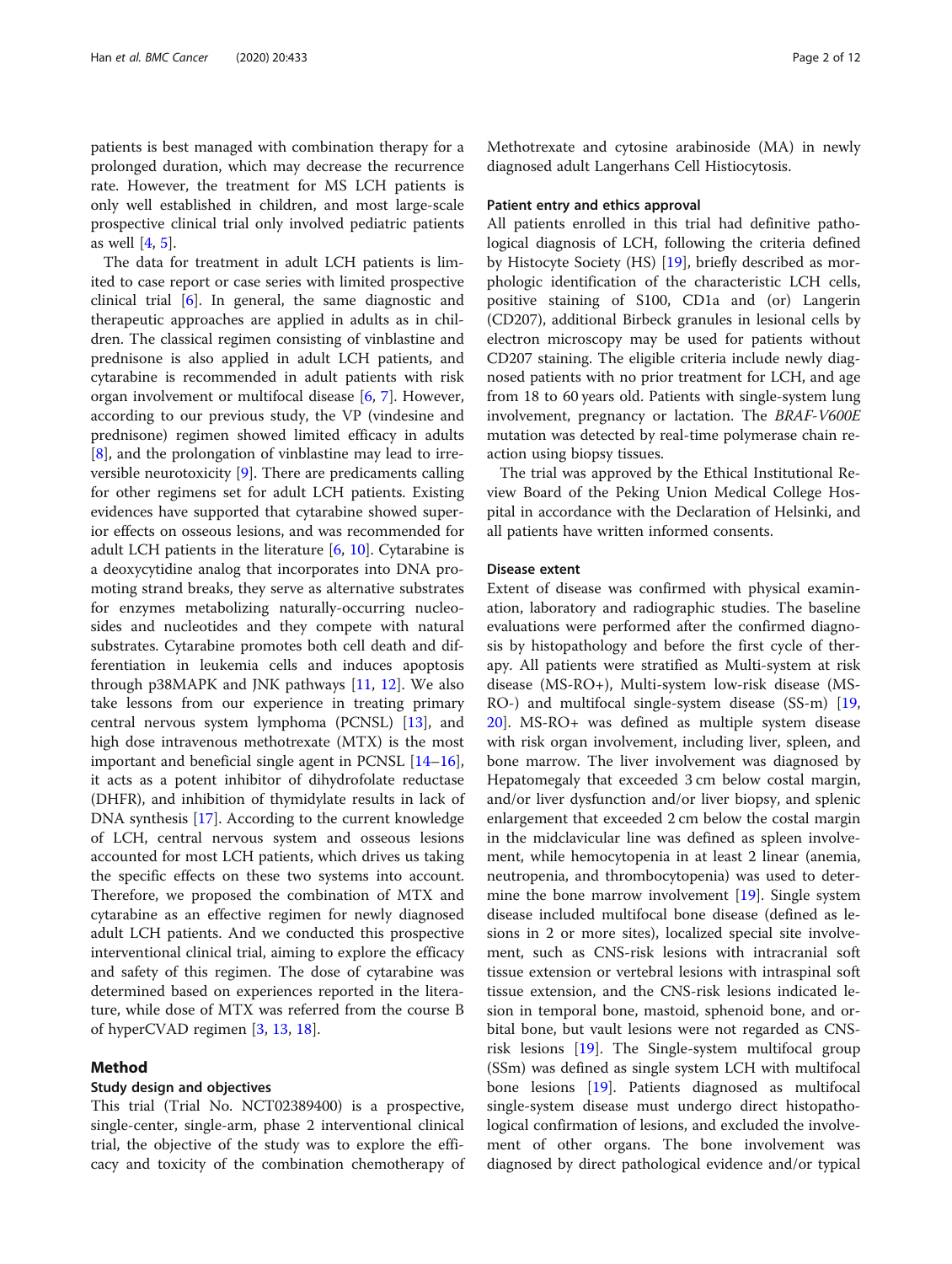patients is best managed with combination therapy for a prolonged duration, which may decrease the recurrence rate. However, the treatment for MS LCH patients is only well established in children, and most large-scale prospective clinical trial only involved pediatric patients as well [4, 5].

The data for treatment in adult LCH patients is limited to case report or case series with limited prospective clinical trial [6]. In general, the same diagnostic and therapeutic approaches are applied in adults as in children. The classical regimen consisting of vinblastine and prednisone is also applied in adult LCH patients, and cytarabine is recommended in adult patients with risk organ involvement or multifocal disease [6, 7]. However, according to our previous study, the VP (vindesine and prednisone) regimen showed limited efficacy in adults [8], and the prolongation of vinblastine may lead to irreversible neurotoxicity [9]. There are predicaments calling for other regimens set for adult LCH patients. Existing evidences have supported that cytarabine showed superior effects on osseous lesions, and was recommended for adult LCH patients in the literature [6, 10]. Cytarabine is a deoxycytidine analog that incorporates into DNA promoting strand breaks, they serve as alternative substrates for enzymes metabolizing naturally-occurring nucleosides and nucleotides and they compete with natural substrates. Cytarabine promotes both cell death and differentiation in leukemia cells and induces apoptosis through p38MAPK and JNK pathways [11, 12]. We also take lessons from our experience in treating primary central nervous system lymphoma (PCNSL) [13], and high dose intravenous methotrexate (MTX) is the most important and beneficial single agent in PCNSL [14–16], it acts as a potent inhibitor of dihydrofolate reductase (DHFR), and inhibition of thymidylate results in lack of DNA synthesis [17]. According to the current knowledge of LCH, central nervous system and osseous lesions accounted for most LCH patients, which drives us taking the specific effects on these two systems into account. Therefore, we proposed the combination of MTX and cytarabine as an effective regimen for newly diagnosed adult LCH patients. And we conducted this prospective interventional clinical trial, aiming to explore the efficacy and safety of this regimen. The dose of cytarabine was determined based on experiences reported in the literature, while dose of MTX was referred from the course B of hyperCVAD regimen [3, 13, 18].

## Method

### Study design and objectives

This trial (Trial No. NCT02389400) is a prospective, single-center, single-arm, phase 2 interventional clinical trial, the objective of the study was to explore the efficacy and toxicity of the combination chemotherapy of Methotrexate and cytosine arabinoside (MA) in newly diagnosed adult Langerhans Cell Histiocytosis.

### Patient entry and ethics approval

All patients enrolled in this trial had definitive pathological diagnosis of LCH, following the criteria defined by Histocyte Society (HS) [19], briefly described as morphologic identification of the characteristic LCH cells, positive staining of S100, CD1a and (or) Langerin (CD207), additional Birbeck granules in lesional cells by electron microscopy may be used for patients without CD207 staining. The eligible criteria include newly diagnosed patients with no prior treatment for LCH, and age from 18 to 60 years old. Patients with single-system lung involvement, pregnancy or lactation. The *BRAF-V600E* mutation was detected by real-time polymerase chain reaction using biopsy tissues.

The trial was approved by the Ethical Institutional Review Board of the Peking Union Medical College Hospital in accordance with the Declaration of Helsinki, and all patients have written informed consents.

### Disease extent

Extent of disease was confirmed with physical examination, laboratory and radiographic studies. The baseline evaluations were performed after the confirmed diagnosis by histopathology and before the first cycle of therapy. All patients were stratified as Multi-system at risk disease (MS-RO+), Multi-system low-risk disease (MS-RO-) and multifocal single-system disease (SS-m) [19, 20]. MS-RO+ was defined as multiple system disease with risk organ involvement, including liver, spleen, and bone marrow. The liver involvement was diagnosed by Hepatomegaly that exceeded 3 cm below costal margin, and/or liver dysfunction and/or liver biopsy, and splenic enlargement that exceeded 2 cm below the costal margin in the midclavicular line was defined as spleen involvement, while hemocytopenia in at least 2 linear (anemia, neutropenia, and thrombocytopenia) was used to determine the bone marrow involvement [19]. Single system disease included multifocal bone disease (defined as lesions in 2 or more sites), localized special site involvement, such as CNS-risk lesions with intracranial soft tissue extension or vertebral lesions with intraspinal soft tissue extension, and the CNS-risk lesions indicated lesion in temporal bone, mastoid, sphenoid bone, and orbital bone, but vault lesions were not regarded as CNS-risk lesions [19]. The Single-system multifocal group (SSm) was defined as single system LCH with multifocal bone lesions [19]. Patients diagnosed as multifocal single-system disease must undergo direct histopathological confirmation of lesions, and excluded the involvement of other organs. The bone involvement was diagnosed by direct pathological evidence and/or typical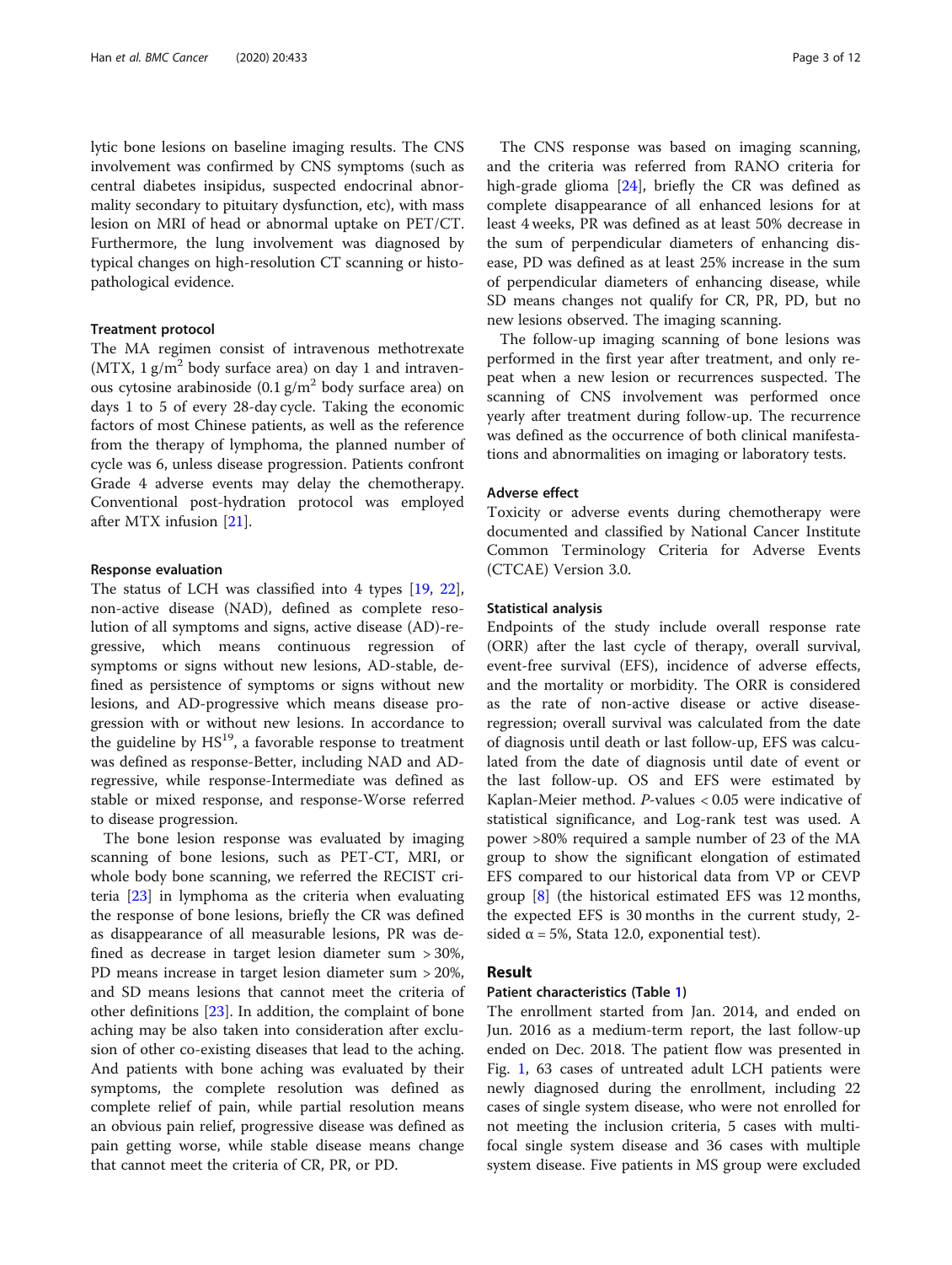lytic bone lesions on baseline imaging results. The CNS involvement was confirmed by CNS symptoms (such as central diabetes insipidus, suspected endocrinal abnormality secondary to pituitary dysfunction, etc), with mass lesion on MRI of head or abnormal uptake on PET/CT. Furthermore, the lung involvement was diagnosed by typical changes on high-resolution CT scanning or histopathological evidence.

### Treatment protocol

The MA regimen consist of intravenous methotrexate (MTX, 1 g/m$^2$ body surface area) on day 1 and intravenous cytosine arabinoside (0.1 g/m$^2$ body surface area) on days 1 to 5 of every 28-day cycle. Taking the economic factors of most Chinese patients, as well as the reference from the therapy of lymphoma, the planned number of cycle was 6, unless disease progression. Patients confront Grade 4 adverse events may delay the chemotherapy. Conventional post-hydration protocol was employed after MTX infusion [21].

### Response evaluation

The status of LCH was classified into 4 types [19, 22], non-active disease (NAD), defined as complete resolution of all symptoms and signs, active disease (AD)-regressive, which means continuous regression of symptoms or signs without new lesions, AD-stable, defined as persistence of symptoms or signs without new lesions, and AD-progressive which means disease progression with or without new lesions. In accordance to the guideline by HS[19], a favorable response to treatment was defined as response-Better, including NAD and AD-regressive, while response-Intermediate was defined as stable or mixed response, and response-Worse referred to disease progression.

The bone lesion response was evaluated by imaging scanning of bone lesions, such as PET-CT, MRI, or whole body bone scanning, we referred the RECIST criteria [23] in lymphoma as the criteria when evaluating the response of bone lesions, briefly the CR was defined as disappearance of all measurable lesions, PR was defined as decrease in target lesion diameter sum > 30%, PD means increase in target lesion diameter sum > 20%, and SD means lesions that cannot meet the criteria of other definitions [23]. In addition, the complaint of bone aching may be also taken into consideration after exclusion of other co-existing diseases that lead to the aching. And patients with bone aching was evaluated by their symptoms, the complete resolution was defined as complete relief of pain, while partial resolution means an obvious pain relief, progressive disease was defined as pain getting worse, while stable disease means change that cannot meet the criteria of CR, PR, or PD.

The CNS response was based on imaging scanning, and the criteria was referred from RANO criteria for high-grade glioma [24], briefly the CR was defined as complete disappearance of all enhanced lesions for at least 4 weeks, PR was defined as at least 50% decrease in the sum of perpendicular diameters of enhancing disease, PD was defined as at least 25% increase in the sum of perpendicular diameters of enhancing disease, while SD means changes not qualify for CR, PR, PD, but no new lesions observed. The imaging scanning.

The follow-up imaging scanning of bone lesions was performed in the first year after treatment, and only repeat when a new lesion or recurrences suspected. The scanning of CNS involvement was performed once yearly after treatment during follow-up. The recurrence was defined as the occurrence of both clinical manifestations and abnormalities on imaging or laboratory tests.

### Adverse effect

Toxicity or adverse events during chemotherapy were documented and classified by National Cancer Institute Common Terminology Criteria for Adverse Events (CTCAE) Version 3.0.

### Statistical analysis

Endpoints of the study include overall response rate (ORR) after the last cycle of therapy, overall survival, event-free survival (EFS), incidence of adverse effects, and the mortality or morbidity. The ORR is considered as the rate of non-active disease or active disease-regression; overall survival was calculated from the date of diagnosis until death or last follow-up, EFS was calculated from the date of diagnosis until date of event or the last follow-up. OS and EFS were estimated by Kaplan-Meier method. *P*-values < 0.05 were indicative of statistical significance, and Log-rank test was used. A power >80% required a sample number of 23 of the MA group to show the significant elongation of estimated EFS compared to our historical data from VP or CEVP group [8] (the historical estimated EFS was 12 months, the expected EFS is 30 months in the current study, 2-sided $\alpha = 5\%$, Stata 12.0, exponential test).

## Result

### Patient characteristics (Table 1)

The enrollment started from Jan. 2014, and ended on Jun. 2016 as a medium-term report, the last follow-up ended on Dec. 2018. The patient flow was presented in Fig. 1, 63 cases of untreated adult LCH patients were newly diagnosed during the enrollment, including 22 cases of single system disease, who were not enrolled for not meeting the inclusion criteria, 5 cases with multifocal single system disease and 36 cases with multiple system disease. Five patients in MS group were excluded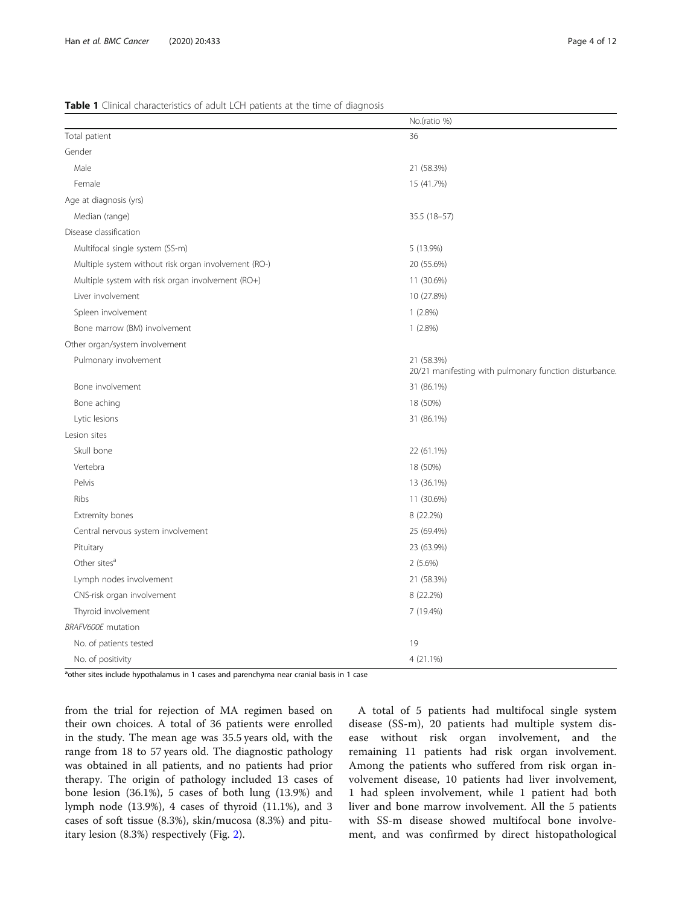**Table 1** Clinical characteristics of adult LCH patients at the time of diagnosis

| | No.(ratio %) |
|---|---|
| Total patient | 36 |
| Gender | |
| Male | 21 (58.3%) |
| Female | 15 (41.7%) |
| Age at diagnosis (yrs) | |
| Median (range) | 35.5 (18–57) |
| Disease classification | |
| Multifocal single system (SS-m) | 5 (13.9%) |
| Multiple system without risk organ involvement (RO-) | 20 (55.6%) |
| Multiple system with risk organ involvement (RO+) | 11 (30.6%) |
| Liver involvement | 10 (27.8%) |
| Spleen involvement | 1 (2.8%) |
| Bone marrow (BM) involvement | 1 (2.8%) |
| Other organ/system involvement | |
| Pulmonary involvement | 21 (58.3%) 20/21 manifesting with pulmonary function disturbance. |
| Bone involvement | 31 (86.1%) |
| Bone aching | 18 (50%) |
| Lytic lesions | 31 (86.1%) |
| Lesion sites | |
| Skull bone | 22 (61.1%) |
| Vertebra | 18 (50%) |
| Pelvis | 13 (36.1%) |
| Ribs | 11 (30.6%) |
| Extremity bones | 8 (22.2%) |
| Central nervous system involvement | 25 (69.4%) |
| Pituitary | 23 (63.9%) |
| Other sites[a] | 2 (5.6%) |
| Lymph nodes involvement | 21 (58.3%) |
| CNS-risk organ involvement | 8 (22.2%) |
| Thyroid involvement | 7 (19.4%) |
| *BRAFV600E* mutation | |
| No. of patients tested | 19 |
| No. of positivity | 4 (21.1%) |

[a]other sites include hypothalamus in 1 cases and parenchyma near cranial basis in 1 case

from the trial for rejection of MA regimen based on their own choices. A total of 36 patients were enrolled in the study. The mean age was 35.5 years old, with the range from 18 to 57 years old. The diagnostic pathology was obtained in all patients, and no patients had prior therapy. The origin of pathology included 13 cases of bone lesion (36.1%), 5 cases of both lung (13.9%) and lymph node (13.9%), 4 cases of thyroid (11.1%), and 3 cases of soft tissue (8.3%), skin/mucosa (8.3%) and pituitary lesion (8.3%) respectively (Fig. 2).

A total of 5 patients had multifocal single system disease (SS-m), 20 patients had multiple system disease without risk organ involvement, and the remaining 11 patients had risk organ involvement. Among the patients who suffered from risk organ involvement disease, 10 patients had liver involvement, 1 had spleen involvement, while 1 patient had both liver and bone marrow involvement. All the 5 patients with SS-m disease showed multifocal bone involvement, and was confirmed by direct histopathological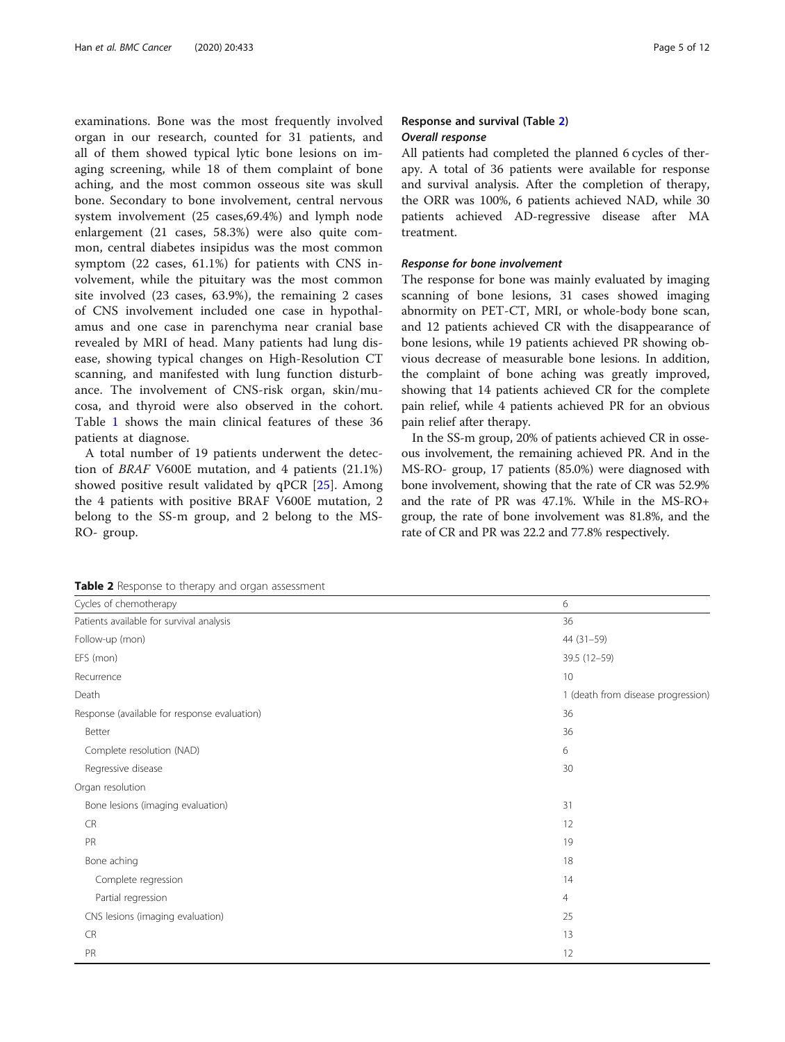examinations. Bone was the most frequently involved organ in our research, counted for 31 patients, and all of them showed typical lytic bone lesions on imaging screening, while 18 of them complaint of bone aching, and the most common osseous site was skull bone. Secondary to bone involvement, central nervous system involvement (25 cases,69.4%) and lymph node enlargement (21 cases, 58.3%) were also quite common, central diabetes insipidus was the most common symptom (22 cases, 61.1%) for patients with CNS involvement, while the pituitary was the most common site involved (23 cases, 63.9%), the remaining 2 cases of CNS involvement included one case in hypothalamus and one case in parenchyma near cranial base revealed by MRI of head. Many patients had lung disease, showing typical changes on High-Resolution CT scanning, and manifested with lung function disturbance. The involvement of CNS-risk organ, skin/mucosa, and thyroid were also observed in the cohort. Table 1 shows the main clinical features of these 36 patients at diagnose.

A total number of 19 patients underwent the detection of *BRAF* V600E mutation, and 4 patients (21.1%) showed positive result validated by qPCR [25]. Among the 4 patients with positive BRAF V600E mutation, 2 belong to the SS-m group, and 2 belong to the MS-RO- group.

## Response and survival (Table 2)

### *Overall response*

All patients had completed the planned 6 cycles of therapy. A total of 36 patients were available for response and survival analysis. After the completion of therapy, the ORR was 100%, 6 patients achieved NAD, while 30 patients achieved AD-regressive disease after MA treatment.

### *Response for bone involvement*

The response for bone was mainly evaluated by imaging scanning of bone lesions, 31 cases showed imaging abnormity on PET-CT, MRI, or whole-body bone scan, and 12 patients achieved CR with the disappearance of bone lesions, while 19 patients achieved PR showing obvious decrease of measurable bone lesions. In addition, the complaint of bone aching was greatly improved, showing that 14 patients achieved CR for the complete pain relief, while 4 patients achieved PR for an obvious pain relief after therapy.

In the SS-m group, 20% of patients achieved CR in osseous involvement, the remaining achieved PR. And in the MS-RO- group, 17 patients (85.0%) were diagnosed with bone involvement, showing that the rate of CR was 52.9% and the rate of PR was 47.1%. While in the MS-RO+ group, the rate of bone involvement was 81.8%, and the rate of CR and PR was 22.2 and 77.8% respectively.

**Table 2** Response to therapy and organ assessment

| Cycles of chemotherapy | 6 |
|---|---|
| Patients available for survival analysis | 36 |
| Follow-up (mon) | 44 (31–59) |
| EFS (mon) | 39.5 (12–59) |
| Recurrence | 10 |
| Death | 1 (death from disease progression) |
| Response (available for response evaluation) | 36 |
| Better | 36 |
| Complete resolution (NAD) | 6 |
| Regressive disease | 30 |
| Organ resolution | |
| Bone lesions (imaging evaluation) | 31 |
| CR | 12 |
| PR | 19 |
| Bone aching | 18 |
| Complete regression | 14 |
| Partial regression | 4 |
| CNS lesions (imaging evaluation) | 25 |
| CR | 13 |
| PR | 12 |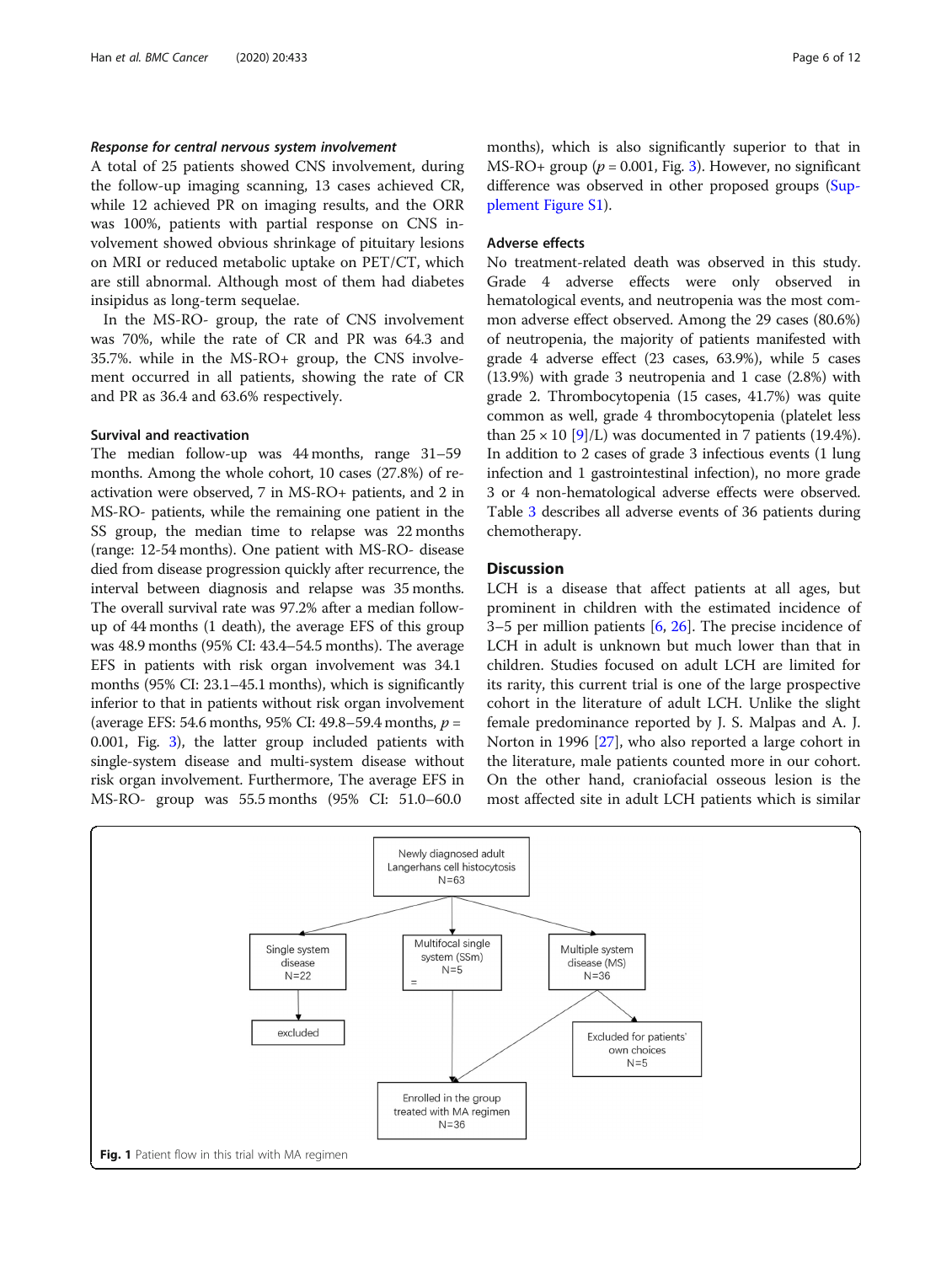### *Response for central nervous system involvement*

A total of 25 patients showed CNS involvement, during the follow-up imaging scanning, 13 cases achieved CR, while 12 achieved PR on imaging results, and the ORR was 100%, patients with partial response on CNS involvement showed obvious shrinkage of pituitary lesions on MRI or reduced metabolic uptake on PET/CT, which are still abnormal. Although most of them had diabetes insipidus as long-term sequelae.

In the MS-RO- group, the rate of CNS involvement was 70%, while the rate of CR and PR was 64.3 and 35.7%. while in the MS-RO+ group, the CNS involvement occurred in all patients, showing the rate of CR and PR as 36.4 and 63.6% respectively.

### Survival and reactivation

The median follow-up was 44 months, range 31–59 months. Among the whole cohort, 10 cases (27.8%) of reactivation were observed, 7 in MS-RO+ patients, and 2 in MS-RO- patients, while the remaining one patient in the SS group, the median time to relapse was 22 months (range: 12-54 months). One patient with MS-RO- disease died from disease progression quickly after recurrence, the interval between diagnosis and relapse was 35 months. The overall survival rate was 97.2% after a median follow-up of 44 months (1 death), the average EFS of this group was 48.9 months (95% CI: 43.4–54.5 months). The average EFS in patients with risk organ involvement was 34.1 months (95% CI: 23.1–45.1 months), which is significantly inferior to that in patients without risk organ involvement (average EFS: 54.6 months, 95% CI: 49.8–59.4 months, $p$ = 0.001, Fig. 3), the latter group included patients with single-system disease and multi-system disease without risk organ involvement. Furthermore, The average EFS in MS-RO- group was 55.5 months (95% CI: 51.0–60.0 months), which is also significantly superior to that in MS-RO+ group ($p$ = 0.001, Fig. 3). However, no significant difference was observed in other proposed groups (Supplement Figure S1).

### Adverse effects

No treatment-related death was observed in this study. Grade 4 adverse effects were only observed in hematological events, and neutropenia was the most common adverse effect observed. Among the 29 cases (80.6%) of neutropenia, the majority of patients manifested with grade 4 adverse effect (23 cases, 63.9%), while 5 cases (13.9%) with grade 3 neutropenia and 1 case (2.8%) with grade 2. Thrombocytopenia (15 cases, 41.7%) was quite common as well, grade 4 thrombocytopenia (platelet less than $25 \times 10$ [9]/L) was documented in 7 patients (19.4%). In addition to 2 cases of grade 3 infectious events (1 lung infection and 1 gastrointestinal infection), no more grade 3 or 4 non-hematological adverse effects were observed. Table 3 describes all adverse events of 36 patients during chemotherapy.

## Discussion

LCH is a disease that affect patients at all ages, but prominent in children with the estimated incidence of 3–5 per million patients [6, 26]. The precise incidence of LCH in adult is unknown but much lower than that in children. Studies focused on adult LCH are limited for its rarity, this current trial is one of the large prospective cohort in the literature of adult LCH. Unlike the slight female predominance reported by J. S. Malpas and A. J. Norton in 1996 [27], who also reported a large cohort in the literature, male patients counted more in our cohort. On the other hand, craniofacial osseous lesion is the most affected site in adult LCH patients which is similar

Newly diagnosed adult Langerhans cell histocytosis N=63

Single system disease N=22 → excluded

Multifocal single system (SSm) N=5

Multiple system disease (MS) N=36 → Excluded for patients' own choices N=5

Enrolled in the group treated with MA regimen N=36

**Fig. 1** Patient flow in this trial with MA regimen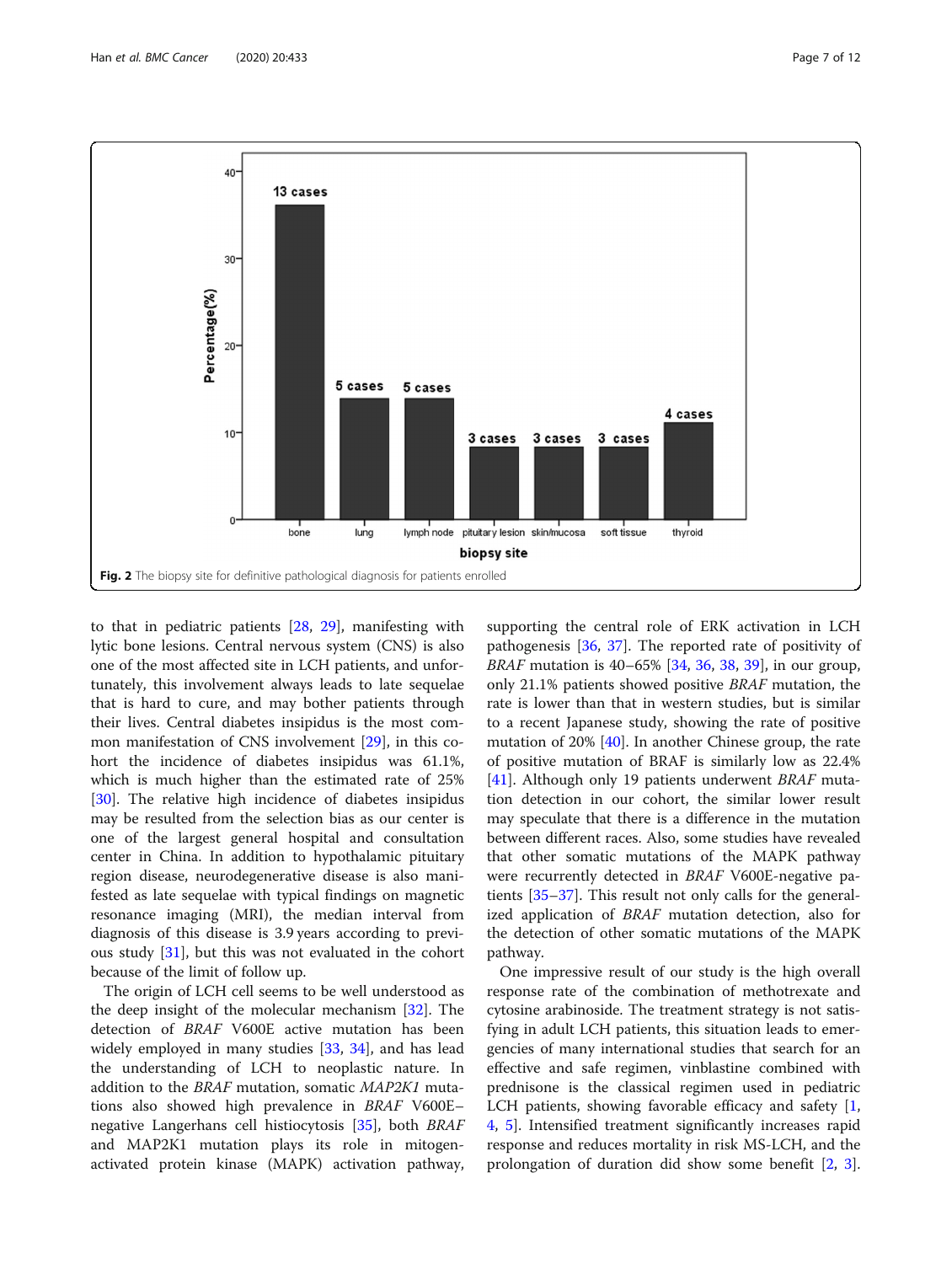Fig. 2 The biopsy site for definitive pathological diagnosis for patients enrolled

to that in pediatric patients [28, 29], manifesting with lytic bone lesions. Central nervous system (CNS) is also one of the most affected site in LCH patients, and unfortunately, this involvement always leads to late sequelae that is hard to cure, and may bother patients through their lives. Central diabetes insipidus is the most common manifestation of CNS involvement [29], in this cohort the incidence of diabetes insipidus was 61.1%, which is much higher than the estimated rate of 25% [30]. The relative high incidence of diabetes insipidus may be resulted from the selection bias as our center is one of the largest general hospital and consultation center in China. In addition to hypothalamic pituitary region disease, neurodegenerative disease is also manifested as late sequelae with typical findings on magnetic resonance imaging (MRI), the median interval from diagnosis of this disease is 3.9 years according to previous study [31], but this was not evaluated in the cohort because of the limit of follow up.

The origin of LCH cell seems to be well understood as the deep insight of the molecular mechanism [32]. The detection of *BRAF* V600E active mutation has been widely employed in many studies [33, 34], and has lead the understanding of LCH to neoplastic nature. In addition to the *BRAF* mutation, somatic *MAP2K1* mutations also showed high prevalence in *BRAF* V600E–negative Langerhans cell histiocytosis [35], both *BRAF* and MAP2K1 mutation plays its role in mitogen-activated protein kinase (MAPK) activation pathway, supporting the central role of ERK activation in LCH pathogenesis [36, 37]. The reported rate of positivity of *BRAF* mutation is 40–65% [34, 36, 38, 39], in our group, only 21.1% patients showed positive *BRAF* mutation, the rate is lower than that in western studies, but is similar to a recent Japanese study, showing the rate of positive mutation of 20% [40]. In another Chinese group, the rate of positive mutation of BRAF is similarly low as 22.4% [41]. Although only 19 patients underwent *BRAF* mutation detection in our cohort, the similar lower result may speculate that there is a difference in the mutation between different races. Also, some studies have revealed that other somatic mutations of the MAPK pathway were recurrently detected in *BRAF* V600E-negative patients [35–37]. This result not only calls for the generalized application of *BRAF* mutation detection, also for the detection of other somatic mutations of the MAPK pathway.

One impressive result of our study is the high overall response rate of the combination of methotrexate and cytosine arabinoside. The treatment strategy is not satisfying in adult LCH patients, this situation leads to emergencies of many international studies that search for an effective and safe regimen, vinblastine combined with prednisone is the classical regimen used in pediatric LCH patients, showing favorable efficacy and safety [1, 4, 5]. Intensified treatment significantly increases rapid response and reduces mortality in risk MS-LCH, and the prolongation of duration did show some benefit [2, 3].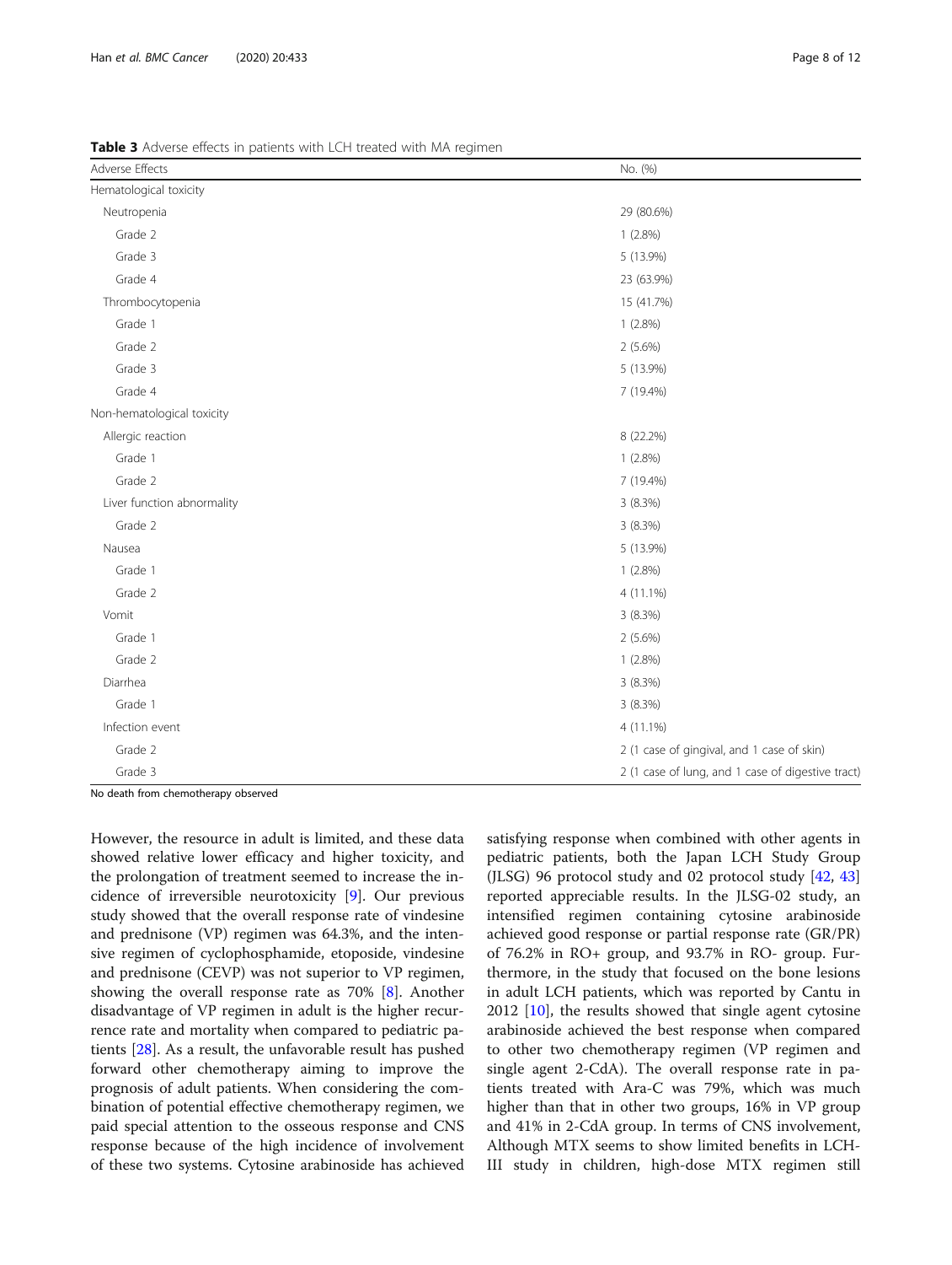**Table 3** Adverse effects in patients with LCH treated with MA regimen

| Adverse Effects | No. (%) |
|---|---|
| Hematological toxicity | |
| Neutropenia | 29 (80.6%) |
| Grade 2 | 1 (2.8%) |
| Grade 3 | 5 (13.9%) |
| Grade 4 | 23 (63.9%) |
| Thrombocytopenia | 15 (41.7%) |
| Grade 1 | 1 (2.8%) |
| Grade 2 | 2 (5.6%) |
| Grade 3 | 5 (13.9%) |
| Grade 4 | 7 (19.4%) |
| Non-hematological toxicity | |
| Allergic reaction | 8 (22.2%) |
| Grade 1 | 1 (2.8%) |
| Grade 2 | 7 (19.4%) |
| Liver function abnormality | 3 (8.3%) |
| Grade 2 | 3 (8.3%) |
| Nausea | 5 (13.9%) |
| Grade 1 | 1 (2.8%) |
| Grade 2 | 4 (11.1%) |
| Vomit | 3 (8.3%) |
| Grade 1 | 2 (5.6%) |
| Grade 2 | 1 (2.8%) |
| Diarrhea | 3 (8.3%) |
| Grade 1 | 3 (8.3%) |
| Infection event | 4 (11.1%) |
| Grade 2 | 2 (1 case of gingival, and 1 case of skin) |
| Grade 3 | 2 (1 case of lung, and 1 case of digestive tract) |

No death from chemotherapy observed

However, the resource in adult is limited, and these data showed relative lower efficacy and higher toxicity, and the prolongation of treatment seemed to increase the incidence of irreversible neurotoxicity [9]. Our previous study showed that the overall response rate of vindesine and prednisone (VP) regimen was 64.3%, and the intensive regimen of cyclophosphamide, etoposide, vindesine and prednisone (CEVP) was not superior to VP regimen, showing the overall response rate as 70% [8]. Another disadvantage of VP regimen in adult is the higher recurrence rate and mortality when compared to pediatric patients [28]. As a result, the unfavorable result has pushed forward other chemotherapy aiming to improve the prognosis of adult patients. When considering the combination of potential effective chemotherapy regimen, we paid special attention to the osseous response and CNS response because of the high incidence of involvement of these two systems. Cytosine arabinoside has achieved satisfying response when combined with other agents in pediatric patients, both the Japan LCH Study Group (JLSG) 96 protocol study and 02 protocol study [42, 43] reported appreciable results. In the JLSG-02 study, an intensified regimen containing cytosine arabinoside achieved good response or partial response rate (GR/PR) of 76.2% in RO+ group, and 93.7% in RO- group. Furthermore, in the study that focused on the bone lesions in adult LCH patients, which was reported by Cantu in 2012 [10], the results showed that single agent cytosine arabinoside achieved the best response when compared to other two chemotherapy regimen (VP regimen and single agent 2-CdA). The overall response rate in patients treated with Ara-C was 79%, which was much higher than that in other two groups, 16% in VP group and 41% in 2-CdA group. In terms of CNS involvement, Although MTX seems to show limited benefits in LCH-III study in children, high-dose MTX regimen still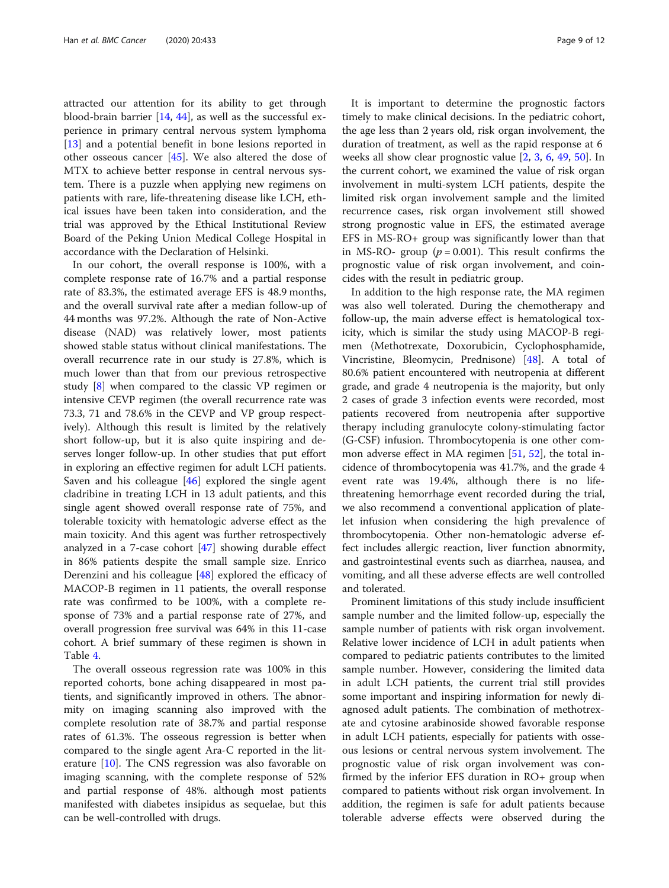attracted our attention for its ability to get through blood-brain barrier [14, 44], as well as the successful experience in primary central nervous system lymphoma [13] and a potential benefit in bone lesions reported in other osseous cancer [45]. We also altered the dose of MTX to achieve better response in central nervous system. There is a puzzle when applying new regimens on patients with rare, life-threatening disease like LCH, ethical issues have been taken into consideration, and the trial was approved by the Ethical Institutional Review Board of the Peking Union Medical College Hospital in accordance with the Declaration of Helsinki.

In our cohort, the overall response is 100%, with a complete response rate of 16.7% and a partial response rate of 83.3%, the estimated average EFS is 48.9 months, and the overall survival rate after a median follow-up of 44 months was 97.2%. Although the rate of Non-Active disease (NAD) was relatively lower, most patients showed stable status without clinical manifestations. The overall recurrence rate in our study is 27.8%, which is much lower than that from our previous retrospective study [8] when compared to the classic VP regimen or intensive CEVP regimen (the overall recurrence rate was 73.3, 71 and 78.6% in the CEVP and VP group respectively). Although this result is limited by the relatively short follow-up, but it is also quite inspiring and deserves longer follow-up. In other studies that put effort in exploring an effective regimen for adult LCH patients. Saven and his colleague [46] explored the single agent cladribine in treating LCH in 13 adult patients, and this single agent showed overall response rate of 75%, and tolerable toxicity with hematologic adverse effect as the main toxicity. And this agent was further retrospectively analyzed in a 7-case cohort [47] showing durable effect in 86% patients despite the small sample size. Enrico Derenzini and his colleague [48] explored the efficacy of MACOP-B regimen in 11 patients, the overall response rate was confirmed to be 100%, with a complete response of 73% and a partial response rate of 27%, and overall progression free survival was 64% in this 11-case cohort. A brief summary of these regimen is shown in Table 4.

The overall osseous regression rate was 100% in this reported cohorts, bone aching disappeared in most patients, and significantly improved in others. The abnormity on imaging scanning also improved with the complete resolution rate of 38.7% and partial response rates of 61.3%. The osseous regression is better when compared to the single agent Ara-C reported in the literature [10]. The CNS regression was also favorable on imaging scanning, with the complete response of 52% and partial response of 48%. although most patients manifested with diabetes insipidus as sequelae, but this can be well-controlled with drugs.

It is important to determine the prognostic factors timely to make clinical decisions. In the pediatric cohort, the age less than 2 years old, risk organ involvement, the duration of treatment, as well as the rapid response at 6 weeks all show clear prognostic value [2, 3, 6, 49, 50]. In the current cohort, we examined the value of risk organ involvement in multi-system LCH patients, despite the limited risk organ involvement sample and the limited recurrence cases, risk organ involvement still showed strong prognostic value in EFS, the estimated average EFS in MS-RO+ group was significantly lower than that in MS-RO- group ($p = 0.001$). This result confirms the prognostic value of risk organ involvement, and coincides with the result in pediatric group.

In addition to the high response rate, the MA regimen was also well tolerated. During the chemotherapy and follow-up, the main adverse effect is hematological toxicity, which is similar the study using MACOP-B regimen (Methotrexate, Doxorubicin, Cyclophosphamide, Vincristine, Bleomycin, Prednisone) [48]. A total of 80.6% patient encountered with neutropenia at different grade, and grade 4 neutropenia is the majority, but only 2 cases of grade 3 infection events were recorded, most patients recovered from neutropenia after supportive therapy including granulocyte colony-stimulating factor (G-CSF) infusion. Thrombocytopenia is one other common adverse effect in MA regimen [51, 52], the total incidence of thrombocytopenia was 41.7%, and the grade 4 event rate was 19.4%, although there is no life-threatening hemorrhage event recorded during the trial, we also recommend a conventional application of platelet infusion when considering the high prevalence of thrombocytopenia. Other non-hematologic adverse effect includes allergic reaction, liver function abnormity, and gastrointestinal events such as diarrhea, nausea, and vomiting, and all these adverse effects are well controlled and tolerated.

Prominent limitations of this study include insufficient sample number and the limited follow-up, especially the sample number of patients with risk organ involvement. Relative lower incidence of LCH in adult patients when compared to pediatric patients contributes to the limited sample number. However, considering the limited data in adult LCH patients, the current trial still provides some important and inspiring information for newly diagnosed adult patients. The combination of methotrexate and cytosine arabinoside showed favorable response in adult LCH patients, especially for patients with osseous lesions or central nervous system involvement. The prognostic value of risk organ involvement was confirmed by the inferior EFS duration in RO+ group when compared to patients without risk organ involvement. In addition, the regimen is safe for adult patients because tolerable adverse effects were observed during the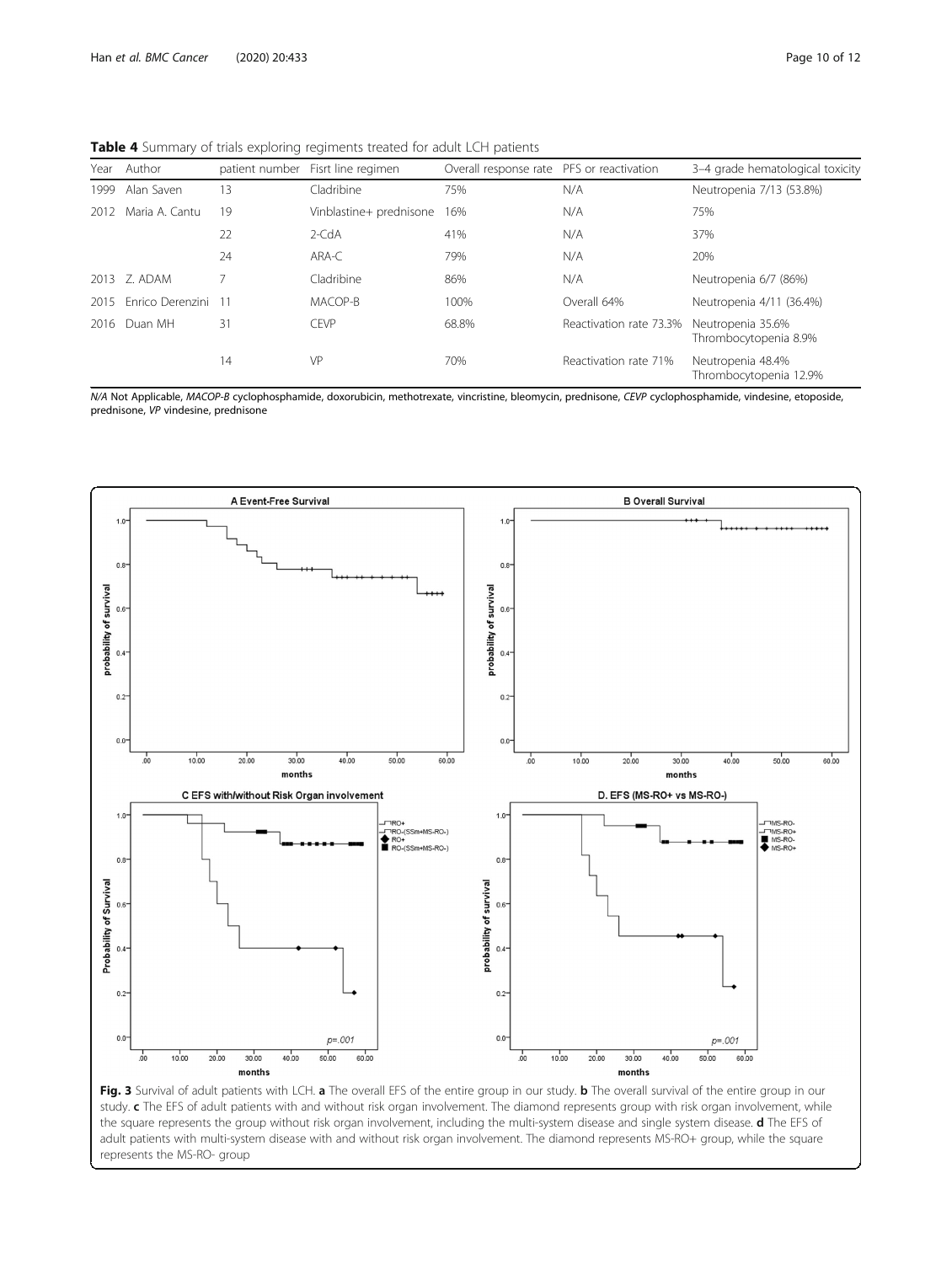**Table 4** Summary of trials exploring regiments treated for adult LCH patients

| Year | Author | patient number | Fisrt line regimen | Overall response rate | PFS or reactivation | 3–4 grade hematological toxicity |
|---|---|---|---|---|---|---|
| 1999 | Alan Saven | 13 | Cladribine | 75% | N/A | Neutropenia 7/13 (53.8%) |
| 2012 | Maria A. Cantu | 19 | Vinblastine+ prednisone | 16% | N/A | 75% |
| | | 22 | 2-CdA | 41% | N/A | 37% |
| | | 24 | ARA-C | 79% | N/A | 20% |
| 2013 | Z. ADAM | 7 | Cladribine | 86% | N/A | Neutropenia 6/7 (86%) |
| 2015 | Enrico Derenzini | 11 | MACOP-B | 100% | Overall 64% | Neutropenia 4/11 (36.4%) |
| 2016 | Duan MH | 31 | CEVP | 68.8% | Reactivation rate 73.3% | Neutropenia 35.6% Thrombocytopenia 8.9% |
| | | 14 | VP | 70% | Reactivation rate 71% | Neutropenia 48.4% Thrombocytopenia 12.9% |

*N/A* Not Applicable, *MACOP-B* cyclophosphamide, doxorubicin, methotrexate, vincristine, bleomycin, prednisone, *CEVP* cyclophosphamide, vindesine, etoposide, prednisone, *VP* vindesine, prednisone

**Fig. 3** Survival of adult patients with LCH. **a** The overall EFS of the entire group in our study. **b** The overall survival of the entire group in our study. **c** The EFS of adult patients with and without risk organ involvement. The diamond represents group with risk organ involvement, while the square represents the group without risk organ involvement, including the multi-system disease and single system disease. **d** The EFS of adult patients with multi-system disease with and without risk organ involvement. The diamond represents MS-RO+ group, while the square represents the MS-RO- group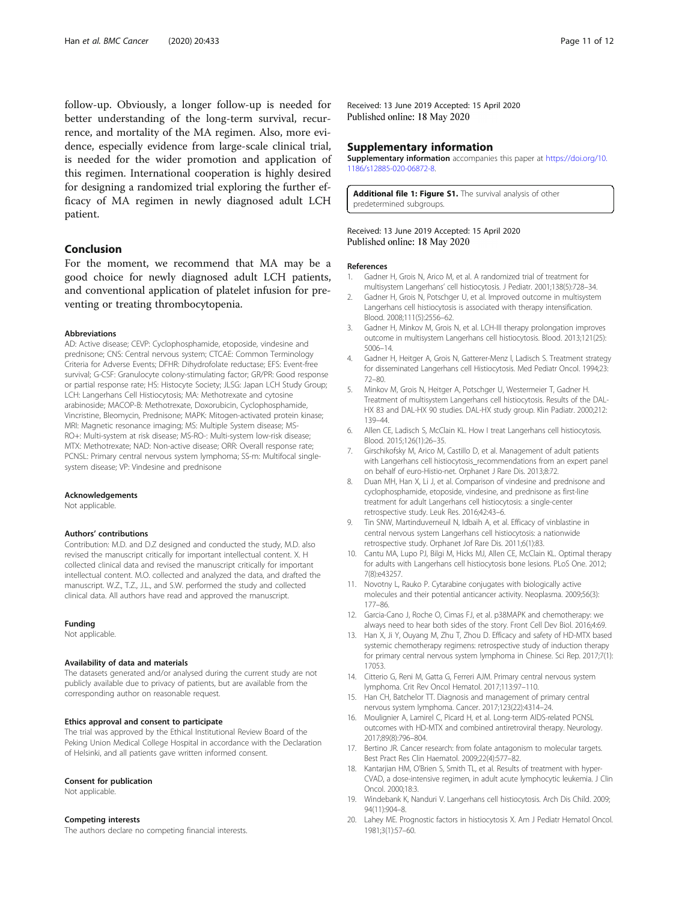follow-up. Obviously, a longer follow-up is needed for better understanding of the long-term survival, recurrence, and mortality of the MA regimen. Also, more evidence, especially evidence from large-scale clinical trial, is needed for the wider promotion and application of this regimen. International cooperation is highly desired for designing a randomized trial exploring the further efficacy of MA regimen in newly diagnosed adult LCH patient.

## Conclusion

For the moment, we recommend that MA may be a good choice for newly diagnosed adult LCH patients, and conventional application of platelet infusion for preventing or treating thrombocytopenia.

#### Abbreviations

AD: Active disease; CEVP: Cyclophosphamide, etoposide, vindesine and prednisone; CNS: Central nervous system; CTCAE: Common Terminology Criteria for Adverse Events; DFHR: Dihydrofolate reductase; EFS: Event-free survival; G-CSF: Granulocyte colony-stimulating factor; GR/PR: Good response or partial response rate; HS: Histocyte Society; JLSG: Japan LCH Study Group; LCH: Langerhans Cell Histiocytosis; MA: Methotrexate and cytosine arabinoside; MACOP-B: Methotrexate, Doxorubicin, Cyclophosphamide, Vincristine, Bleomycin, Prednisone; MAPK: Mitogen-activated protein kinase; MRI: Magnetic resonance imaging; MS: Multiple System disease; MS-RO+: Multi-system at risk disease; MS-RO-: Multi-system low-risk disease; MTX: Methotrexate; NAD: Non-active disease; ORR: Overall response rate; PCNSL: Primary central nervous system lymphoma; SS-m: Multifocal single-system disease; VP: Vindesine and prednisone

#### Acknowledgements

Not applicable.

#### Authors' contributions

Contribution: M.D. and D.Z designed and conducted the study, M.D. also revised the manuscript critically for important intellectual content. X. H collected clinical data and revised the manuscript critically for important intellectual content. M.O. collected and analyzed the data, and drafted the manuscript. W.Z., T.Z., J.L., and S.W. performed the study and collected clinical data. All authors have read and approved the manuscript.

#### Funding

Not applicable.

#### Availability of data and materials

The datasets generated and/or analysed during the current study are not publicly available due to privacy of patients, but are available from the corresponding author on reasonable request.

#### Ethics approval and consent to participate

The trial was approved by the Ethical Institutional Review Board of the Peking Union Medical College Hospital in accordance with the Declaration of Helsinki, and all patients gave written informed consent.

#### Consent for publication

Not applicable.

#### Competing interests

The authors declare no competing financial interests.

Received: 13 June 2019 Accepted: 15 April 2020
Published online: 18 May 2020

## Supplementary information

**Supplementary information** accompanies this paper at https://doi.org/10.1186/s12885-020-06872-8.

**Additional file 1: Figure S1.** The survival analysis of other predetermined subgroups.

Received: 13 June 2019 Accepted: 15 April 2020
Published online: 18 May 2020

#### References

1. Gadner H, Grois N, Arico M, et al. A randomized trial of treatment for multisystem Langerhans' cell histiocytosis. J Pediatr. 2001;138(5):728–34.
2. Gadner H, Grois N, Potschger U, et al. Improved outcome in multisystem Langerhans cell histiocytosis is associated with therapy intensification. Blood. 2008;111(5):2556–62.
3. Gadner H, Minkov M, Grois N, et al. LCH-III therapy prolongation improves outcome in multisystem Langerhans cell histiocytosis. Blood. 2013;121(25):5006–14.
4. Gadner H, Heitger A, Grois N, Gatterer-Menz I, Ladisch S. Treatment strategy for disseminated Langerhans cell Histiocytosis. Med Pediatr Oncol. 1994;23:72–80.
5. Minkov M, Grois N, Heitger A, Potschger U, Westermeier T, Gadner H. Treatment of multisystem Langerhans cell histiocytosis. Results of the DAL-HX 83 and DAL-HX 90 studies. DAL-HX study group. Klin Padiatr. 2000;212:139–44.
6. Allen CE, Ladisch S, McClain KL. How I treat Langerhans cell histiocytosis. Blood. 2015;126(1):26–35.
7. Girschikofsky M, Arico M, Castillo D, et al. Management of adult patients with Langerhans cell histiocytosis_recommendations from an expert panel on behalf of euro-Histio-net. Orphanet J Rare Dis. 2013;8:72.
8. Duan MH, Han X, Li J, et al. Comparison of vindesine and prednisone and cyclophosphamide, etoposide, vindesine, and prednisone as first-line treatment for adult Langerhans cell histiocytosis: a single-center retrospective study. Leuk Res. 2016;42:43–6.
9. Tin SNW, Martinduverneuil N, Idbaih A, et al. Efficacy of vinblastine in central nervous system Langerhans cell histiocytosis: a nationwide retrospective study. Orphanet Jof Rare Dis. 2011;6(1):83.
10. Cantu MA, Lupo PJ, Bilgi M, Hicks MJ, Allen CE, McClain KL. Optimal therapy for adults with Langerhans cell histiocytosis bone lesions. PLoS One. 2012;7(8):e43257.
11. Novotny L, Rauko P. Cytarabine conjugates with biologically active molecules and their potential anticancer activity. Neoplasma. 2009;56(3):177–86.
12. Garcia-Cano J, Roche O, Cimas FJ, et al. p38MAPK and chemotherapy: we always need to hear both sides of the story. Front Cell Dev Biol. 2016;4:69.
13. Han X, Ji Y, Ouyang M, Zhu T, Zhou D. Efficacy and safety of HD-MTX based systemic chemotherapy regimens: retrospective study of induction therapy for primary central nervous system lymphoma in Chinese. Sci Rep. 2017;7(1):17053.
14. Citterio G, Reni M, Gatta G, Ferreri AJM. Primary central nervous system lymphoma. Crit Rev Oncol Hematol. 2017;113:97–110.
15. Han CH, Batchelor TT. Diagnosis and management of primary central nervous system lymphoma. Cancer. 2017;123(22):4314–24.
16. Moulignier A, Lamirel C, Picard H, et al. Long-term AIDS-related PCNSL outcomes with HD-MTX and combined antiretroviral therapy. Neurology. 2017;89(8):796–804.
17. Bertino JR. Cancer research: from folate antagonism to molecular targets. Best Pract Res Clin Haematol. 2009;22(4):577–82.
18. Kantarjian HM, O'Brien S, Smith TL, et al. Results of treatment with hyper-CVAD, a dose-intensive regimen, in adult acute lymphocytic leukemia. J Clin Oncol. 2000;18:3.
19. Windebank K, Nanduri V. Langerhans cell histiocytosis. Arch Dis Child. 2009;94(11):904–8.
20. Lahey ME. Prognostic factors in histiocytosis X. Am J Pediatr Hematol Oncol. 1981;3(1):57–60.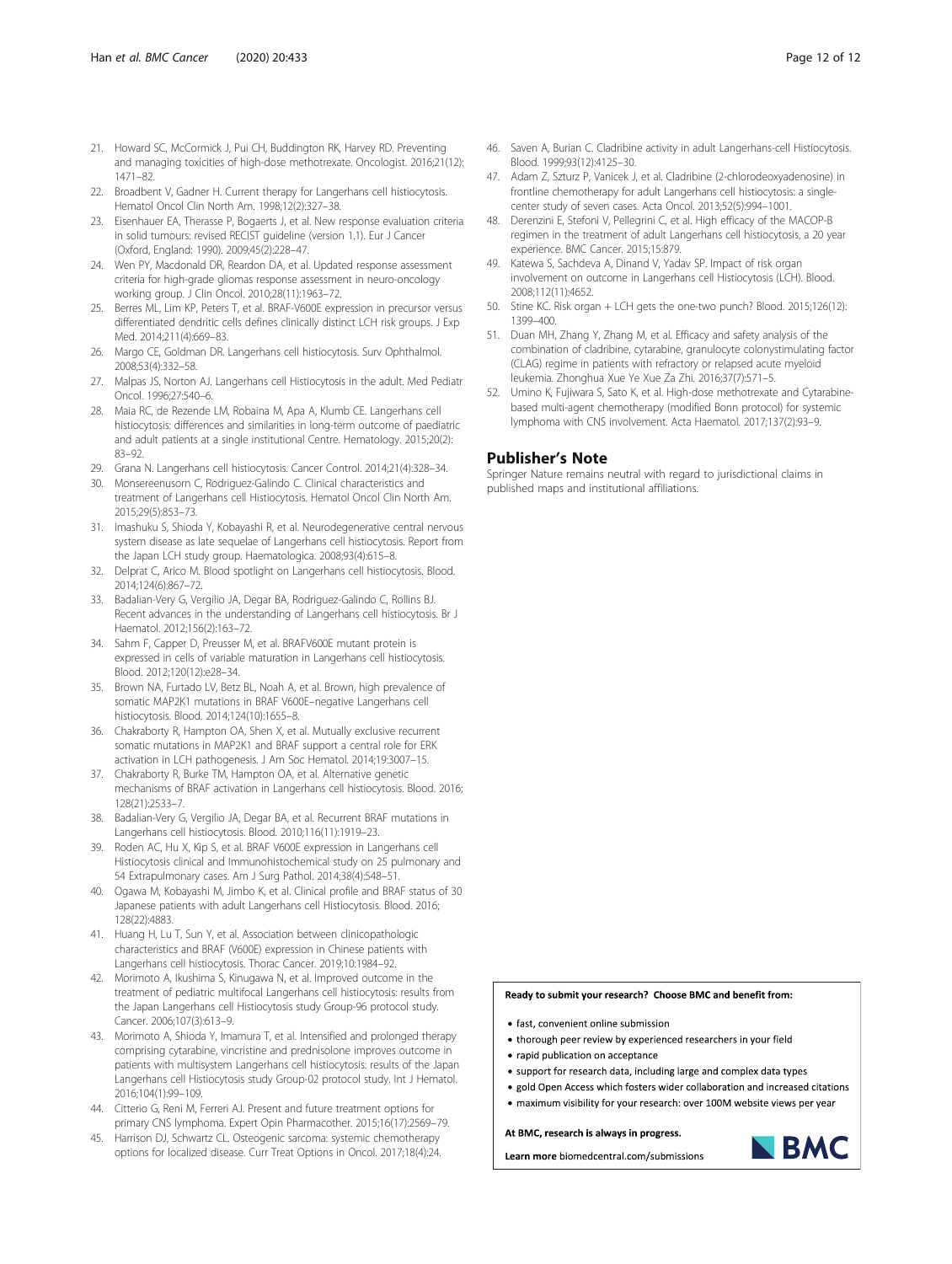21. Howard SC, McCormick J, Pui CH, Buddington RK, Harvey RD. Preventing and managing toxicities of high-dose methotrexate. Oncologist. 2016;21(12): 1471–82.
22. Broadbent V, Gadner H. Current therapy for Langerhans cell histiocytosis. Hematol Oncol Clin North Am. 1998;12(2):327–38.
23. Eisenhauer EA, Therasse P, Bogaerts J, et al. New response evaluation criteria in solid tumours: revised RECIST guideline (version 1.1). Eur J Cancer (Oxford, England: 1990). 2009;45(2):228–47.
24. Wen PY, Macdonald DR, Reardon DA, et al. Updated response assessment criteria for high-grade gliomas response assessment in neuro-oncology working group. J Clin Oncol. 2010;28(11):1963–72.
25. Berres ML, Lim KP, Peters T, et al. BRAF-V600E expression in precursor versus differentiated dendritic cells defines clinically distinct LCH risk groups. J Exp Med. 2014;211(4):669–83.
26. Margo CE, Goldman DR. Langerhans cell histiocytosis. Surv Ophthalmol. 2008;53(4):332–58.
27. Malpas JS, Norton AJ. Langerhans cell Histiocytosis in the adult. Med Pediatr Oncol. 1996;27:540–6.
28. Maia RC, de Rezende LM, Robaina M, Apa A, Klumb CE. Langerhans cell histiocytosis: differences and similarities in long-term outcome of paediatric and adult patients at a single institutional Centre. Hematology. 2015;20(2): 83–92.
29. Grana N. Langerhans cell histiocytosis. Cancer Control. 2014;21(4):328–34.
30. Monsereenusorn C, Rodriguez-Galindo C. Clinical characteristics and treatment of Langerhans cell Histiocytosis. Hematol Oncol Clin North Am. 2015;29(5):853–73.
31. Imashuku S, Shioda Y, Kobayashi R, et al. Neurodegenerative central nervous system disease as late sequelae of Langerhans cell histiocytosis. Report from the Japan LCH study group. Haematologica. 2008;93(4):615–8.
32. Delprat C, Arico M. Blood spotlight on Langerhans cell histiocytosis. Blood. 2014;124(6):867–72.
33. Badalian-Very G, Vergilio JA, Degar BA, Rodriguez-Galindo C, Rollins BJ. Recent advances in the understanding of Langerhans cell histiocytosis. Br J Haematol. 2012;156(2):163–72.
34. Sahm F, Capper D, Preusser M, et al. BRAFV600E mutant protein is expressed in cells of variable maturation in Langerhans cell histiocytosis. Blood. 2012;120(12):e28–34.
35. Brown NA, Furtado LV, Betz BL, Noah A, et al. Brown, high prevalence of somatic MAP2K1 mutations in BRAF V600E–negative Langerhans cell histiocytosis. Blood. 2014;124(10):1655–8.
36. Chakraborty R, Hampton OA, Shen X, et al. Mutually exclusive recurrent somatic mutations in MAP2K1 and BRAF support a central role for ERK activation in LCH pathogenesis. J Am Soc Hematol. 2014;19:3007–15.
37. Chakraborty R, Burke TM, Hampton OA, et al. Alternative genetic mechanisms of BRAF activation in Langerhans cell histiocytosis. Blood. 2016; 128(21):2533–7.
38. Badalian-Very G, Vergilio JA, Degar BA, et al. Recurrent BRAF mutations in Langerhans cell histiocytosis. Blood. 2010;116(11):1919–23.
39. Roden AC, Hu X, Kip S, et al. BRAF V600E expression in Langerhans cell Histiocytosis clinical and Immunohistochemical study on 25 pulmonary and 54 Extrapulmonary cases. Am J Surg Pathol. 2014;38(4):548–51.
40. Ogawa M, Kobayashi M, Jimbo K, et al. Clinical profile and BRAF status of 30 Japanese patients with adult Langerhans cell Histiocytosis. Blood. 2016; 128(22):4883.
41. Huang H, Lu T, Sun Y, et al. Association between clinicopathologic characteristics and BRAF (V600E) expression in Chinese patients with Langerhans cell histiocytosis. Thorac Cancer. 2019;10:1984–92.
42. Morimoto A, Ikushima S, Kinugawa N, et al. Improved outcome in the treatment of pediatric multifocal Langerhans cell histiocytosis: results from the Japan Langerhans cell Histiocytosis study Group-96 protocol study. Cancer. 2006;107(3):613–9.
43. Morimoto A, Shioda Y, Imamura T, et al. Intensified and prolonged therapy comprising cytarabine, vincristine and prednisolone improves outcome in patients with multisystem Langerhans cell histiocytosis: results of the Japan Langerhans cell Histiocytosis study Group-02 protocol study. Int J Hematol. 2016;104(1):99–109.
44. Citterio G, Reni M, Ferreri AJ. Present and future treatment options for primary CNS lymphoma. Expert Opin Pharmacother. 2015;16(17):2569–79.
45. Harrison DJ, Schwartz CL. Osteogenic sarcoma: systemic chemotherapy options for localized disease. Curr Treat Options in Oncol. 2017;18(4):24.
46. Saven A, Burian C. Cladribine activity in adult Langerhans-cell Histiocytosis. Blood. 1999;93(12):4125–30.
47. Adam Z, Szturz P, Vanicek J, et al. Cladribine (2-chlorodeoxyadenosine) in frontline chemotherapy for adult Langerhans cell histiocytosis: a single-center study of seven cases. Acta Oncol. 2013;52(5):994–1001.
48. Derenzini E, Stefoni V, Pellegrini C, et al. High efficacy of the MACOP-B regimen in the treatment of adult Langerhans cell histiocytosis, a 20 year experience. BMC Cancer. 2015;15:879.
49. Katewa S, Sachdeva A, Dinand V, Yadav SP. Impact of risk organ involvement on outcome in Langerhans cell Histiocytosis (LCH). Blood. 2008;112(11):4652.
50. Stine KC. Risk organ + LCH gets the one-two punch? Blood. 2015;126(12): 1399–400.
51. Duan MH, Zhang Y, Zhang M, et al. Efficacy and safety analysis of the combination of cladribine, cytarabine, granulocyte colonystimulating factor (CLAG) regime in patients with refractory or relapsed acute myeloid leukemia. Zhonghua Xue Ye Xue Za Zhi. 2016;37(7):571–5.
52. Umino K, Fujiwara S, Sato K, et al. High-dose methotrexate and Cytarabine-based multi-agent chemotherapy (modified Bonn protocol) for systemic lymphoma with CNS involvement. Acta Haematol. 2017;137(2):93–9.

## Publisher's Note

Springer Nature remains neutral with regard to jurisdictional claims in published maps and institutional affiliations.

**Ready to submit your research? Choose BMC and benefit from:**

- fast, convenient online submission
- thorough peer review by experienced researchers in your field
- rapid publication on acceptance
- support for research data, including large and complex data types
- gold Open Access which fosters wider collaboration and increased citations
- maximum visibility for your research: over 100M website views per year

**At BMC, research is always in progress.**

**Learn more** biomedcentral.com/submissions

BMC